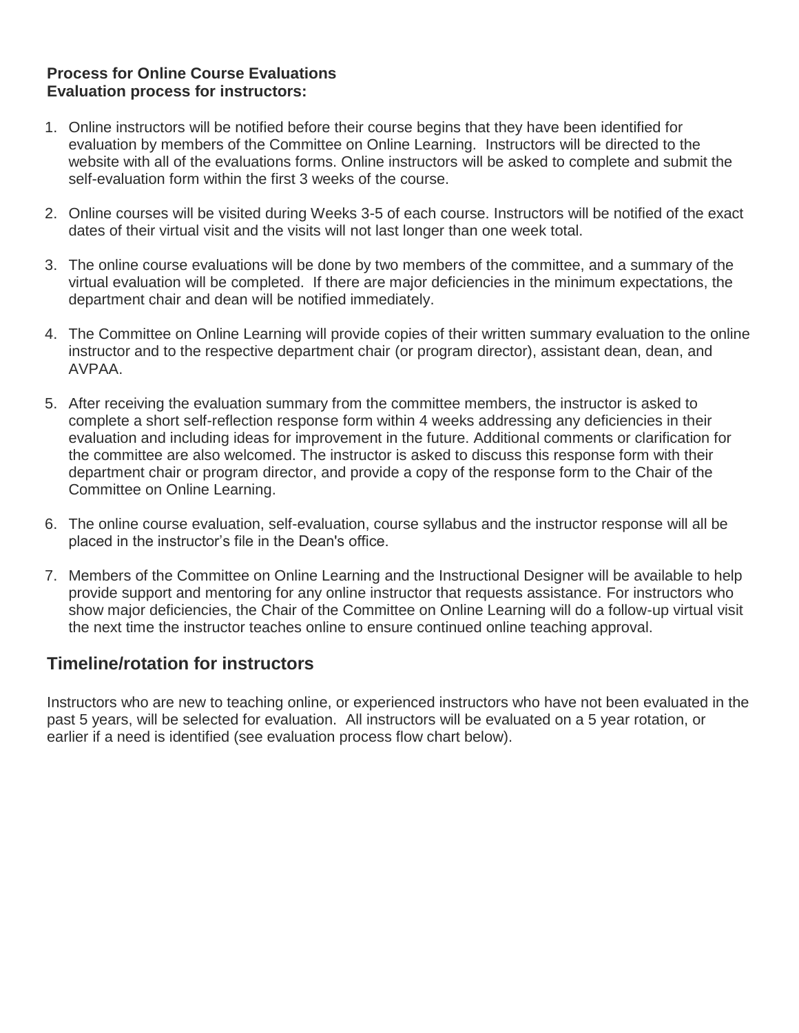**Process for Online Course Evaluations**
**Evaluation process for instructors:**

1. Online instructors will be notified before their course begins that they have been identified for evaluation by members of the Committee on Online Learning. Instructors will be directed to the website with all of the evaluations forms. Online instructors will be asked to complete and submit the self-evaluation form within the first 3 weeks of the course.

2. Online courses will be visited during Weeks 3-5 of each course. Instructors will be notified of the exact dates of their virtual visit and the visits will not last longer than one week total.

3. The online course evaluations will be done by two members of the committee, and a summary of the virtual evaluation will be completed. If there are major deficiencies in the minimum expectations, the department chair and dean will be notified immediately.

4. The Committee on Online Learning will provide copies of their written summary evaluation to the online instructor and to the respective department chair (or program director), assistant dean, dean, and AVPAA.

5. After receiving the evaluation summary from the committee members, the instructor is asked to complete a short self-reflection response form within 4 weeks addressing any deficiencies in their evaluation and including ideas for improvement in the future. Additional comments or clarification for the committee are also welcomed. The instructor is asked to discuss this response form with their department chair or program director, and provide a copy of the response form to the Chair of the Committee on Online Learning.

6. The online course evaluation, self-evaluation, course syllabus and the instructor response will all be placed in the instructor's file in the Dean's office.

7. Members of the Committee on Online Learning and the Instructional Designer will be available to help provide support and mentoring for any online instructor that requests assistance. For instructors who show major deficiencies, the Chair of the Committee on Online Learning will do a follow-up virtual visit the next time the instructor teaches online to ensure continued online teaching approval.

## Timeline/rotation for instructors

Instructors who are new to teaching online, or experienced instructors who have not been evaluated in the past 5 years, will be selected for evaluation. All instructors will be evaluated on a 5 year rotation, or earlier if a need is identified (see evaluation process flow chart below).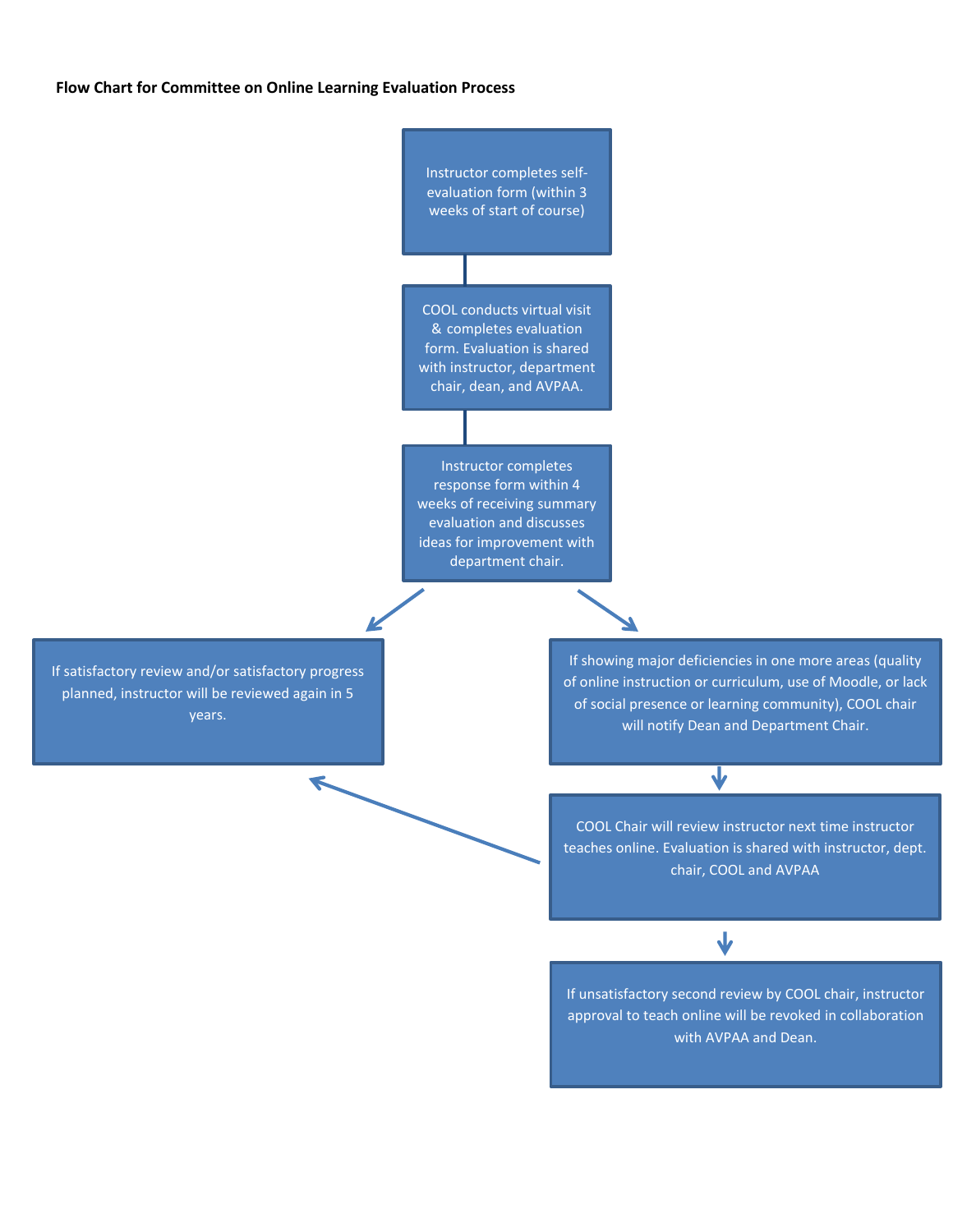**Flow Chart for Committee on Online Learning Evaluation Process**

Instructor completes self-evaluation form (within 3 weeks of start of course)

COOL conducts virtual visit & completes evaluation form. Evaluation is shared with instructor, department chair, dean, and AVPAA.

Instructor completes response form within 4 weeks of receiving summary evaluation and discusses ideas for improvement with department chair.

If satisfactory review and/or satisfactory progress planned, instructor will be reviewed again in 5 years.

If showing major deficiencies in one more areas (quality of online instruction or curriculum, use of Moodle, or lack of social presence or learning community), COOL chair will notify Dean and Department Chair.

COOL Chair will review instructor next time instructor teaches online. Evaluation is shared with instructor, dept. chair, COOL and AVPAA

If unsatisfactory second review by COOL chair, instructor approval to teach online will be revoked in collaboration with AVPAA and Dean.